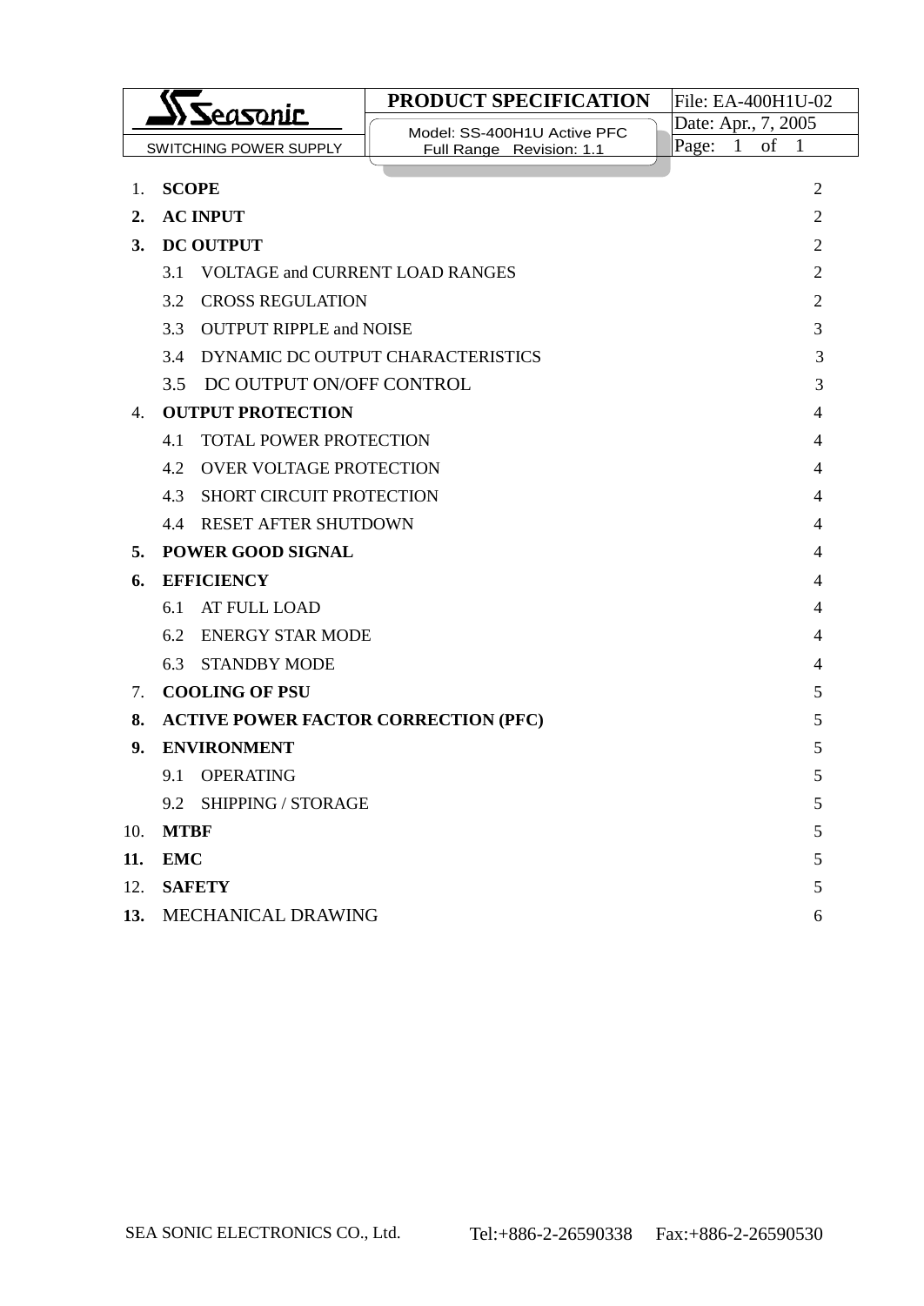| Seasonic SWITCHING POWER SUPPLY | PRODUCT SPECIFICATION | File: EA-400H1U-02 |
| --- | --- | --- |
| | Model: SS-400H1U Active PFC Full Range Revision: 1.1 | Date: Apr., 7, 2005 |

| | | |
| --- | --- | --- |
| 1. | **SCOPE** | 2 |
| 2. | **AC INPUT** | 2 |
| 3. | **DC OUTPUT** | 2 |
| | 3.1 VOLTAGE and CURRENT LOAD RANGES | 2 |
| | 3.2 CROSS REGULATION | 2 |
| | 3.3 OUTPUT RIPPLE and NOISE | 3 |
| | 3.4 DYNAMIC DC OUTPUT CHARACTERISTICS | 3 |
| | 3.5 DC OUTPUT ON/OFF CONTROL | 3 |
| 4. | **OUTPUT PROTECTION** | 4 |
| | 4.1 TOTAL POWER PROTECTION | 4 |
| | 4.2 OVER VOLTAGE PROTECTION | 4 |
| | 4.3 SHORT CIRCUIT PROTECTION | 4 |
| | 4.4 RESET AFTER SHUTDOWN | 4 |
| 5. | **POWER GOOD SIGNAL** | 4 |
| 6. | **EFFICIENCY** | 4 |
| | 6.1 AT FULL LOAD | 4 |
| | 6.2 ENERGY STAR MODE | 4 |
| | 6.3 STANDBY MODE | 4 |
| 7. | **COOLING OF PSU** | 5 |
| 8. | **ACTIVE POWER FACTOR CORRECTION (PFC)** | 5 |
| 9. | **ENVIRONMENT** | 5 |
| | 9.1 OPERATING | 5 |
| | 9.2 SHIPPING / STORAGE | 5 |
| 10. | **MTBF** | 5 |
| 11. | **EMC** | 5 |
| 12. | **SAFETY** | 5 |
| 13. | MECHANICAL DRAWING | 6 |

SEA SONIC ELECTRONICS CO., Ltd. Tel:+886-2-26590338 Fax:+886-2-26590530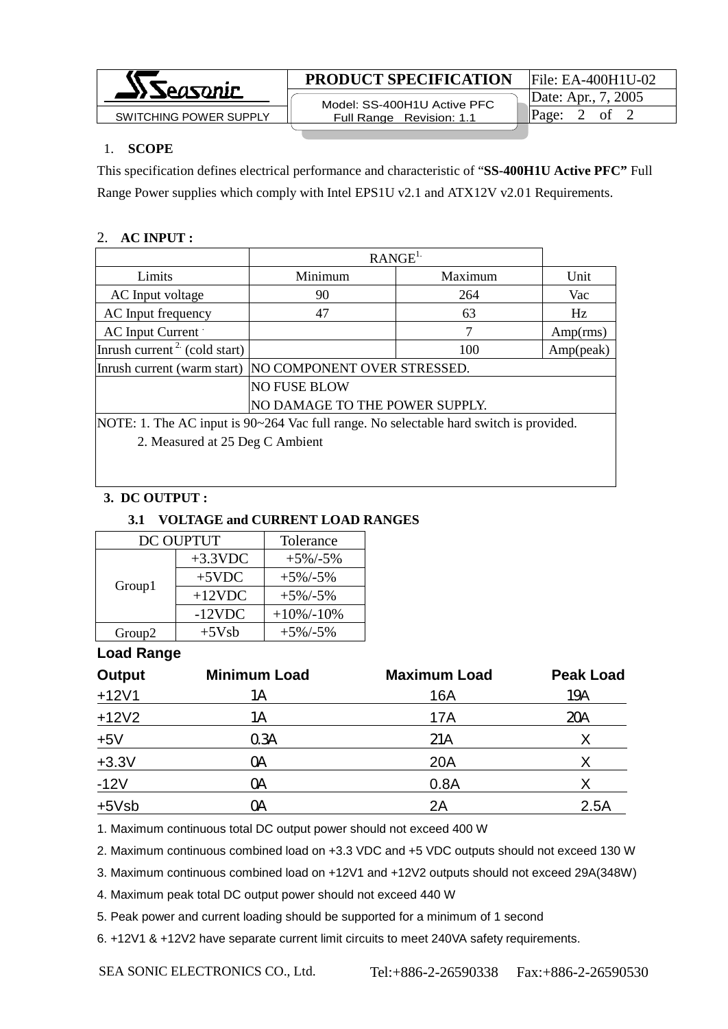## 1. SCOPE

This specification defines electrical performance and characteristic of "**SS-400H1U Active PFC"** Full Range Power supplies which comply with Intel EPS1U v2.1 and ATX12V v2.01 Requirements.

## 2. AC INPUT :

| | RANGE[1.] | | |
|---|---|---|---|
| Limits | Minimum | Maximum | Unit |
| AC Input voltage | 90 | 264 | Vac |
| AC Input frequency | 47 | 63 | Hz |
| AC Input Current | | 7 | Amp(rms) |
| Inrush current [2.] (cold start) | | 100 | Amp(peak) |
| Inrush current (warm start) | NO COMPONENT OVER STRESSED. | | |
| | NO FUSE BLOW<br>NO DAMAGE TO THE POWER SUPPLY. | | |

NOTE: 1. The AC input is 90~264 Vac full range. No selectable hard switch is provided.
2. Measured at 25 Deg C Ambient

## 3. DC OUTPUT :

### 3.1 VOLTAGE and CURRENT LOAD RANGES

| DC OUPTUT | | Tolerance |
|---|---|---|
| Group1 | +3.3VDC | +5%/-5% |
| | +5VDC | +5%/-5% |
| | +12VDC | +5%/-5% |
| | -12VDC | +10%/-10% |
| Group2 | +5Vsb | +5%/-5% |

**Load Range**

| Output | Minimum Load | Maximum Load | Peak Load |
|---|---|---|---|
| +12V1 | 1A | 16A | 19A |
| +12V2 | 1A | 17A | 20A |
| +5V | 0.3A | 21A | X |
| +3.3V | 0A | 20A | X |
| -12V | 0A | 0.8A | X |
| +5Vsb | 0A | 2A | 2.5A |

1. Maximum continuous total DC output power should not exceed 400 W
2. Maximum continuous combined load on +3.3 VDC and +5 VDC outputs should not exceed 130 W
3. Maximum continuous combined load on +12V1 and +12V2 outputs should not exceed 29A(348W)
4. Maximum peak total DC output power should not exceed 440 W
5. Peak power and current loading should be supported for a minimum of 1 second
6. +12V1 & +12V2 have separate current limit circuits to meet 240VA safety requirements.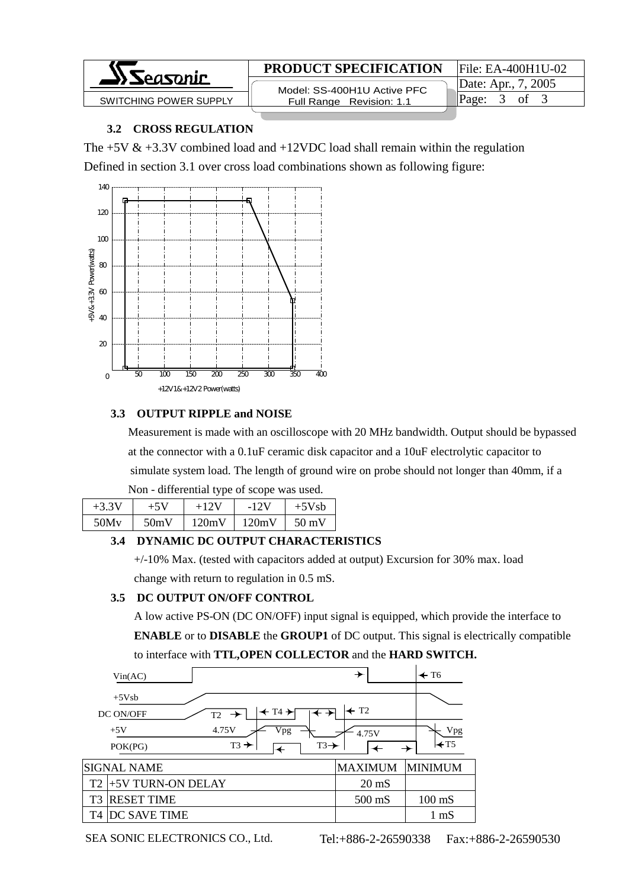### 3.2 CROSS REGULATION

The +5V & +3.3V combined load and +12VDC load shall remain within the regulation Defined in section 3.1 over cross load combinations shown as following figure:

140
120
100
80
60
40
20
0

+5V&+3.3V Power(watts)

50 100 150 200 250 300 350 400

+12V1&+12V2 Power(watts)

### 3.3 OUTPUT RIPPLE and NOISE

Measurement is made with an oscilloscope with 20 MHz bandwidth. Output should be bypassed at the connector with a 0.1uF ceramic disk capacitor and a 10uF electrolytic capacitor to simulate system load. The length of ground wire on probe should not longer than 40mm, if a Non - differential type of scope was used.

| +3.3V | +5V | +12V | -12V | +5Vsb |
|---|---|---|---|---|
| 50Mv | 50mV | 120mV | 120mV | 50 mV |

### 3.4 DYNAMIC DC OUTPUT CHARACTERISTICS

+/-10% Max. (tested with capacitors added at output) Excursion for 30% max. load change with return to regulation in 0.5 mS.

### 3.5 DC OUTPUT ON/OFF CONTROL

A low active PS-ON (DC ON/OFF) input signal is equipped, which provide the interface to **ENABLE** or to **DISABLE** the **GROUP1** of DC output. This signal is electrically compatible to interface with **TTL,OPEN COLLECTOR** and the **HARD SWITCH.**

Vin(AC) — T6
+5Vsb
DC ON/OFF — T2, T4, T2
+5V — 4.75V, Vpg, 4.75V, Vpg
POK(PG) — T3, T3, T5

| | SIGNAL NAME | MAXIMUM | MINIMUM |
|---|---|---|---|
| T2 | +5V TURN-ON DELAY | 20 mS | |
| T3 | RESET TIME | 500 mS | 100 mS |
| T4 | DC SAVE TIME | | 1 mS |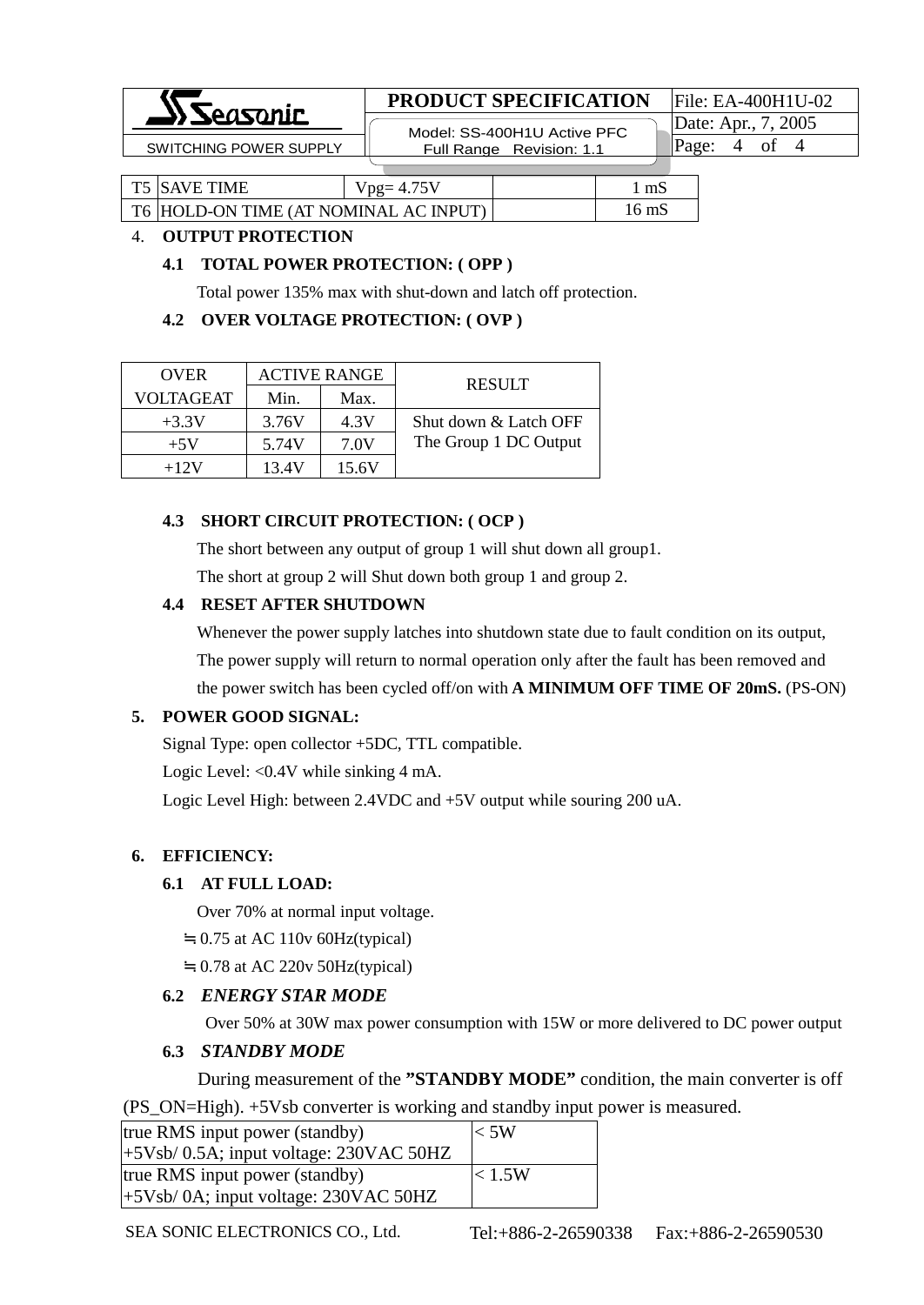| | | | | |
|---|---|---|---|---|
| T5 | SAVE TIME | Vpg= 4.75V | | 1 mS |
| T6 | HOLD-ON TIME (AT NOMINAL AC INPUT) | | | 16 mS |

4. **OUTPUT PROTECTION**

**4.1 TOTAL POWER PROTECTION: ( OPP )**

Total power 135% max with shut-down and latch off protection.

**4.2 OVER VOLTAGE PROTECTION: ( OVP )**

| OVER VOLTAGEAT | ACTIVE RANGE | | RESULT |
|---|---|---|---|
| | Min. | Max. | |
| +3.3V | 3.76V | 4.3V | Shut down & Latch OFF The Group 1 DC Output |
| +5V | 5.74V | 7.0V | |
| +12V | 13.4V | 15.6V | |

**4.3 SHORT CIRCUIT PROTECTION: ( OCP )**

The short between any output of group 1 will shut down all group1.

The short at group 2 will Shut down both group 1 and group 2.

**4.4 RESET AFTER SHUTDOWN**

Whenever the power supply latches into shutdown state due to fault condition on its output, The power supply will return to normal operation only after the fault has been removed and the power switch has been cycled off/on with **A MINIMUM OFF TIME OF 20mS.** (PS-ON)

5. **POWER GOOD SIGNAL:**

Signal Type: open collector +5DC, TTL compatible.

Logic Level: <0.4V while sinking 4 mA.

Logic Level High: between 2.4VDC and +5V output while souring 200 uA.

6. **EFFICIENCY:**

**6.1 AT FULL LOAD:**

Over 70% at normal input voltage.

≒0.75 at AC 110v 60Hz(typical)

≒0.78 at AC 220v 50Hz(typical)

**6.2 *ENERGY STAR MODE***

Over 50% at 30W max power consumption with 15W or more delivered to DC power output

**6.3 *STANDBY MODE***

During measurement of the **"STANDBY MODE"** condition, the main converter is off (PS_ON=High). +5Vsb converter is working and standby input power is measured.

| | |
|---|---|
| true RMS input power (standby) +5Vsb/ 0.5A; input voltage: 230VAC 50HZ | < 5W |
| true RMS input power (standby) +5Vsb/ 0A; input voltage: 230VAC 50HZ | < 1.5W |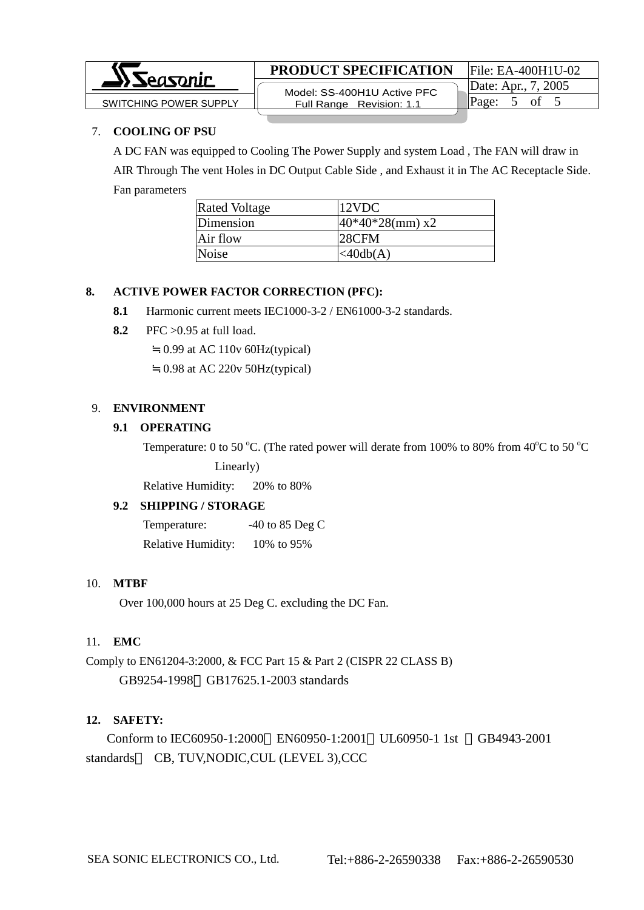7. **COOLING OF PSU**

A DC FAN was equipped to Cooling The Power Supply and system Load , The FAN will draw in AIR Through The vent Holes in DC Output Cable Side , and Exhaust it in The AC Receptacle Side.

Fan parameters

| Rated Voltage | 12VDC |
|---|---|
| Dimension | 40*40*28(mm) x2 |
| Air flow | 28CFM |
| Noise | <40db(A) |

**8. ACTIVE POWER FACTOR CORRECTION (PFC):**

**8.1** Harmonic current meets IEC1000-3-2 / EN61000-3-2 standards.

**8.2** PFC >0.95 at full load.

≒0.99 at AC 110v 60Hz(typical)

≒0.98 at AC 220v 50Hz(typical)

9. **ENVIRONMENT**

**9.1 OPERATING**

Temperature: 0 to 50 °C. (The rated power will derate from 100% to 80% from 40°C to 50 °C Linearly)

Relative Humidity: 20% to 80%

**9.2 SHIPPING / STORAGE**

Temperature: -40 to 85 Deg C

Relative Humidity: 10% to 95%

10. **MTBF**

Over 100,000 hours at 25 Deg C. excluding the DC Fan.

11. **EMC**

Comply to EN61204-3:2000, & FCC Part 15 & Part 2 (CISPR 22 CLASS B) GB9254-1998、GB17625.1-2003 standards

**12. SAFETY:**

Conform to IEC60950-1:2000、EN60950-1:2001、UL60950-1 1st 、GB4943-2001 standards， CB, TUV,NODIC,CUL (LEVEL 3),CCC

SEA SONIC ELECTRONICS CO., Ltd. Tel:+886-2-26590338 Fax:+886-2-26590530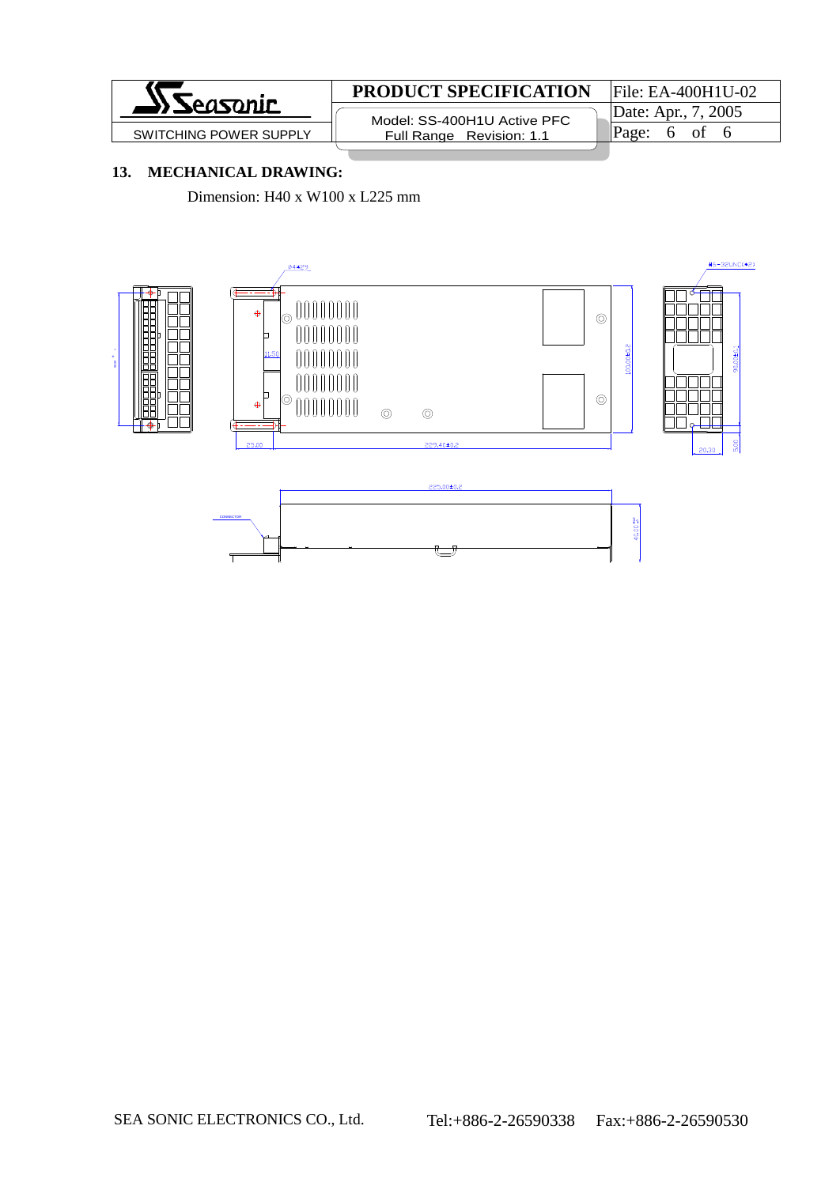## 13. MECHANICAL DRAWING:

Dimension: H40 x W100 x L225 mm

Ø4±29

#6-32UNC(×2)

11.50

100.00±0.2

90.00±0.

23.80

229.40±0.2

20.30

5.00

225.00±0.2

CONNECTOR

40.0±0.5